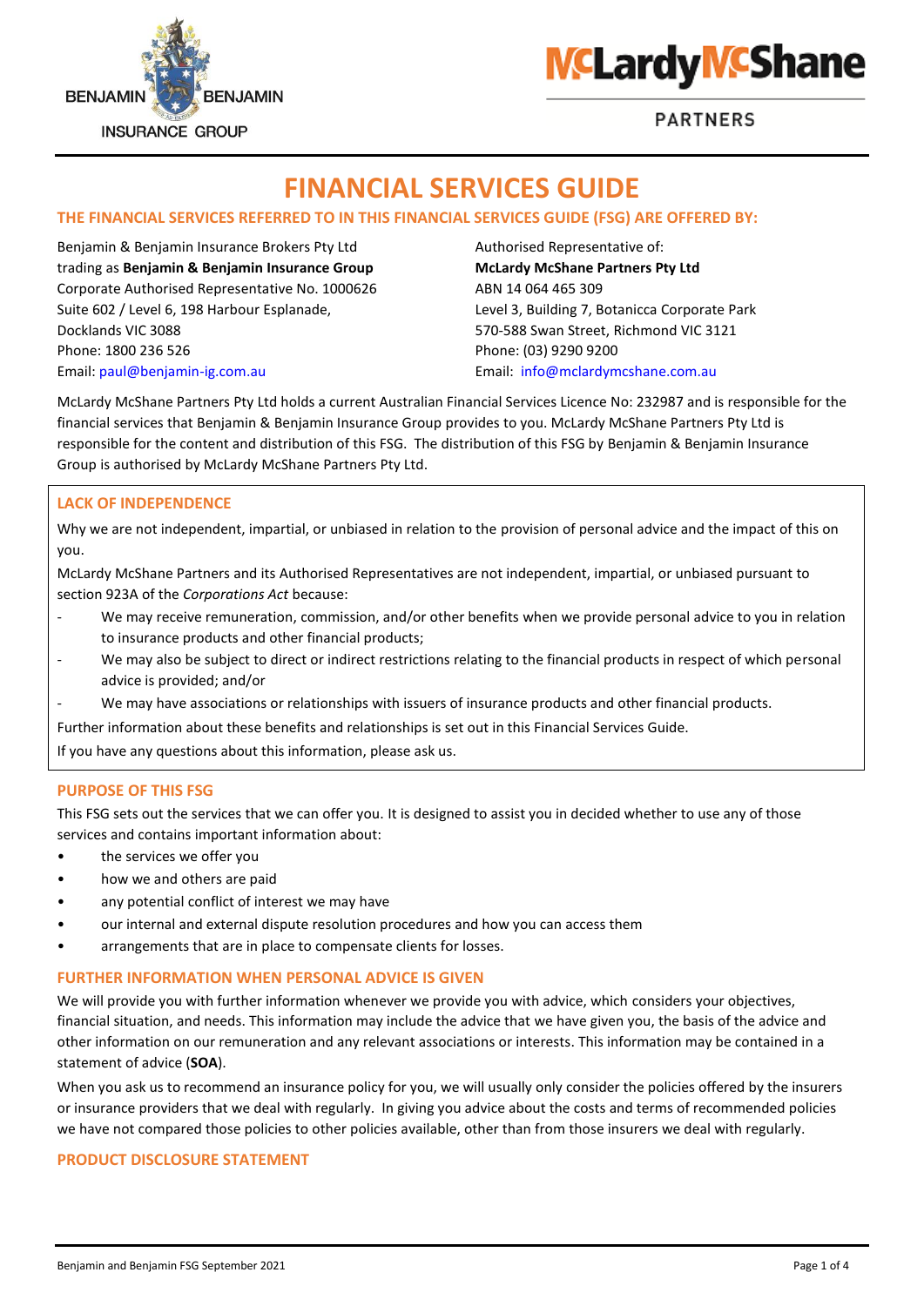# FINANCIAL SERVICES GUIDE

## THE FINANCIAL SERVICES REFERRED TO IN THIS FINANCIAL SERVICES GUIDE (FSG) ARE OFFERED BY:

Benjamin & Benjamin Insurance Brokers Pty Ltd
trading as **Benjamin & Benjamin Insurance Group**
Corporate Authorised Representative No. 1000626
Suite 602 / Level 6, 198 Harbour Esplanade,
Docklands VIC 3088
Phone: 1800 236 526
Email: paul@benjamin-ig.com.au

Authorised Representative of:
**McLardy McShane Partners Pty Ltd**
ABN 14 064 465 309
Level 3, Building 7, Botanicca Corporate Park
570-588 Swan Street, Richmond VIC 3121
Phone: (03) 9290 9200
Email: info@mclardymcshane.com.au

McLardy McShane Partners Pty Ltd holds a current Australian Financial Services Licence No: 232987 and is responsible for the financial services that Benjamin & Benjamin Insurance Group provides to you. McLardy McShane Partners Pty Ltd is responsible for the content and distribution of this FSG. The distribution of this FSG by Benjamin & Benjamin Insurance Group is authorised by McLardy McShane Partners Pty Ltd.

## LACK OF INDEPENDENCE

Why we are not independent, impartial, or unbiased in relation to the provision of personal advice and the impact of this on you.

McLardy McShane Partners and its Authorised Representatives are not independent, impartial, or unbiased pursuant to section 923A of the *Corporations Act* because:

- We may receive remuneration, commission, and/or other benefits when we provide personal advice to you in relation to insurance products and other financial products;
- We may also be subject to direct or indirect restrictions relating to the financial products in respect of which personal advice is provided; and/or
- We may have associations or relationships with issuers of insurance products and other financial products.

Further information about these benefits and relationships is set out in this Financial Services Guide.

If you have any questions about this information, please ask us.

## PURPOSE OF THIS FSG

This FSG sets out the services that we can offer you. It is designed to assist you in decided whether to use any of those services and contains important information about:

- the services we offer you
- how we and others are paid
- any potential conflict of interest we may have
- our internal and external dispute resolution procedures and how you can access them
- arrangements that are in place to compensate clients for losses.

## FURTHER INFORMATION WHEN PERSONAL ADVICE IS GIVEN

We will provide you with further information whenever we provide you with advice, which considers your objectives, financial situation, and needs. This information may include the advice that we have given you, the basis of the advice and other information on our remuneration and any relevant associations or interests. This information may be contained in a statement of advice (**SOA**).

When you ask us to recommend an insurance policy for you, we will usually only consider the policies offered by the insurers or insurance providers that we deal with regularly. In giving you advice about the costs and terms of recommended policies we have not compared those policies to other policies available, other than from those insurers we deal with regularly.

## PRODUCT DISCLOSURE STATEMENT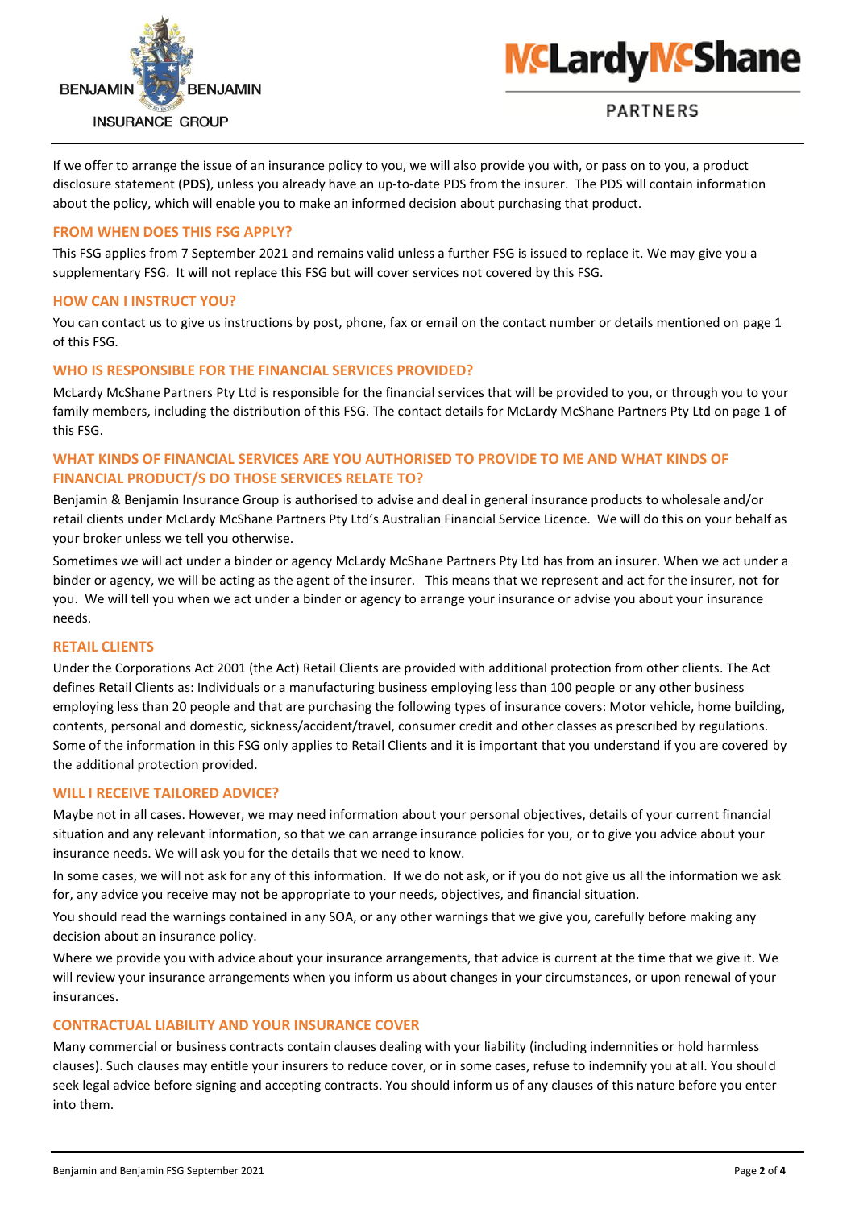If we offer to arrange the issue of an insurance policy to you, we will also provide you with, or pass on to you, a product disclosure statement (**PDS**), unless you already have an up-to-date PDS from the insurer. The PDS will contain information about the policy, which will enable you to make an informed decision about purchasing that product.

## FROM WHEN DOES THIS FSG APPLY?

This FSG applies from 7 September 2021 and remains valid unless a further FSG is issued to replace it. We may give you a supplementary FSG. It will not replace this FSG but will cover services not covered by this FSG.

## HOW CAN I INSTRUCT YOU?

You can contact us to give us instructions by post, phone, fax or email on the contact number or details mentioned on page 1 of this FSG.

## WHO IS RESPONSIBLE FOR THE FINANCIAL SERVICES PROVIDED?

McLardy McShane Partners Pty Ltd is responsible for the financial services that will be provided to you, or through you to your family members, including the distribution of this FSG. The contact details for McLardy McShane Partners Pty Ltd on page 1 of this FSG.

## WHAT KINDS OF FINANCIAL SERVICES ARE YOU AUTHORISED TO PROVIDE TO ME AND WHAT KINDS OF FINANCIAL PRODUCT/S DO THOSE SERVICES RELATE TO?

Benjamin & Benjamin Insurance Group is authorised to advise and deal in general insurance products to wholesale and/or retail clients under McLardy McShane Partners Pty Ltd's Australian Financial Service Licence. We will do this on your behalf as your broker unless we tell you otherwise.

Sometimes we will act under a binder or agency McLardy McShane Partners Pty Ltd has from an insurer. When we act under a binder or agency, we will be acting as the agent of the insurer. This means that we represent and act for the insurer, not for you. We will tell you when we act under a binder or agency to arrange your insurance or advise you about your insurance needs.

## RETAIL CLIENTS

Under the Corporations Act 2001 (the Act) Retail Clients are provided with additional protection from other clients. The Act defines Retail Clients as: Individuals or a manufacturing business employing less than 100 people or any other business employing less than 20 people and that are purchasing the following types of insurance covers: Motor vehicle, home building, contents, personal and domestic, sickness/accident/travel, consumer credit and other classes as prescribed by regulations. Some of the information in this FSG only applies to Retail Clients and it is important that you understand if you are covered by the additional protection provided.

## WILL I RECEIVE TAILORED ADVICE?

Maybe not in all cases. However, we may need information about your personal objectives, details of your current financial situation and any relevant information, so that we can arrange insurance policies for you, or to give you advice about your insurance needs. We will ask you for the details that we need to know.

In some cases, we will not ask for any of this information. If we do not ask, or if you do not give us all the information we ask for, any advice you receive may not be appropriate to your needs, objectives, and financial situation.

You should read the warnings contained in any SOA, or any other warnings that we give you, carefully before making any decision about an insurance policy.

Where we provide you with advice about your insurance arrangements, that advice is current at the time that we give it. We will review your insurance arrangements when you inform us about changes in your circumstances, or upon renewal of your insurances.

## CONTRACTUAL LIABILITY AND YOUR INSURANCE COVER

Many commercial or business contracts contain clauses dealing with your liability (including indemnities or hold harmless clauses). Such clauses may entitle your insurers to reduce cover, or in some cases, refuse to indemnify you at all. You should seek legal advice before signing and accepting contracts. You should inform us of any clauses of this nature before you enter into them.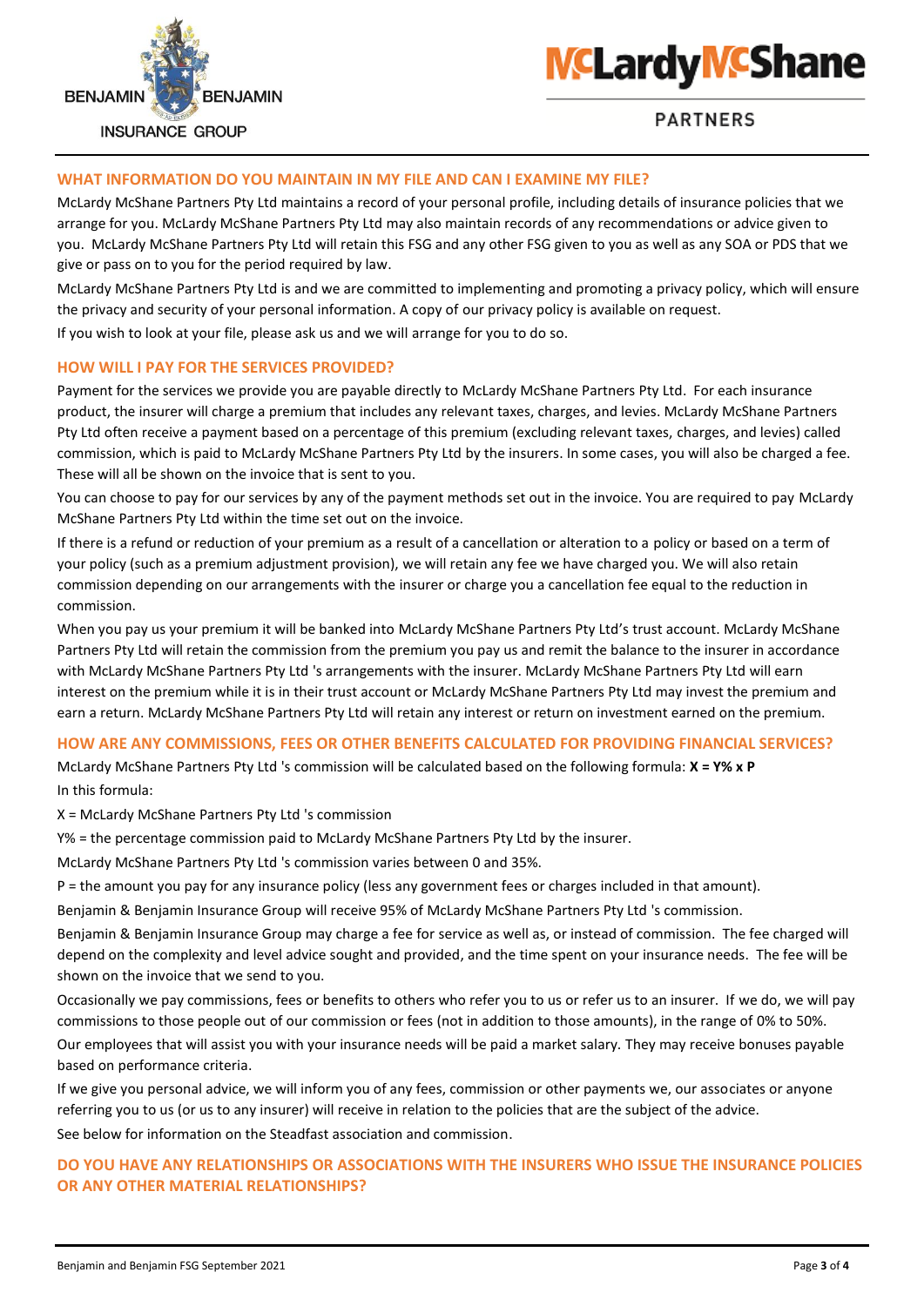## WHAT INFORMATION DO YOU MAINTAIN IN MY FILE AND CAN I EXAMINE MY FILE?

McLardy McShane Partners Pty Ltd maintains a record of your personal profile, including details of insurance policies that we arrange for you. McLardy McShane Partners Pty Ltd may also maintain records of any recommendations or advice given to you. McLardy McShane Partners Pty Ltd will retain this FSG and any other FSG given to you as well as any SOA or PDS that we give or pass on to you for the period required by law.

McLardy McShane Partners Pty Ltd is and we are committed to implementing and promoting a privacy policy, which will ensure the privacy and security of your personal information. A copy of our privacy policy is available on request.

If you wish to look at your file, please ask us and we will arrange for you to do so.

## HOW WILL I PAY FOR THE SERVICES PROVIDED?

Payment for the services we provide you are payable directly to McLardy McShane Partners Pty Ltd. For each insurance product, the insurer will charge a premium that includes any relevant taxes, charges, and levies. McLardy McShane Partners Pty Ltd often receive a payment based on a percentage of this premium (excluding relevant taxes, charges, and levies) called commission, which is paid to McLardy McShane Partners Pty Ltd by the insurers. In some cases, you will also be charged a fee. These will all be shown on the invoice that is sent to you.

You can choose to pay for our services by any of the payment methods set out in the invoice. You are required to pay McLardy McShane Partners Pty Ltd within the time set out on the invoice.

If there is a refund or reduction of your premium as a result of a cancellation or alteration to a policy or based on a term of your policy (such as a premium adjustment provision), we will retain any fee we have charged you. We will also retain commission depending on our arrangements with the insurer or charge you a cancellation fee equal to the reduction in commission.

When you pay us your premium it will be banked into McLardy McShane Partners Pty Ltd's trust account. McLardy McShane Partners Pty Ltd will retain the commission from the premium you pay us and remit the balance to the insurer in accordance with McLardy McShane Partners Pty Ltd 's arrangements with the insurer. McLardy McShane Partners Pty Ltd will earn interest on the premium while it is in their trust account or McLardy McShane Partners Pty Ltd may invest the premium and earn a return. McLardy McShane Partners Pty Ltd will retain any interest or return on investment earned on the premium.

## HOW ARE ANY COMMISSIONS, FEES OR OTHER BENEFITS CALCULATED FOR PROVIDING FINANCIAL SERVICES?

McLardy McShane Partners Pty Ltd 's commission will be calculated based on the following formula: **X = Y% x P**

In this formula:

X = McLardy McShane Partners Pty Ltd 's commission

Y% = the percentage commission paid to McLardy McShane Partners Pty Ltd by the insurer.

McLardy McShane Partners Pty Ltd 's commission varies between 0 and 35%.

P = the amount you pay for any insurance policy (less any government fees or charges included in that amount).

Benjamin & Benjamin Insurance Group will receive 95% of McLardy McShane Partners Pty Ltd 's commission.

Benjamin & Benjamin Insurance Group may charge a fee for service as well as, or instead of commission. The fee charged will depend on the complexity and level advice sought and provided, and the time spent on your insurance needs. The fee will be shown on the invoice that we send to you.

Occasionally we pay commissions, fees or benefits to others who refer you to us or refer us to an insurer. If we do, we will pay commissions to those people out of our commission or fees (not in addition to those amounts), in the range of 0% to 50%.

Our employees that will assist you with your insurance needs will be paid a market salary. They may receive bonuses payable based on performance criteria.

If we give you personal advice, we will inform you of any fees, commission or other payments we, our associates or anyone referring you to us (or us to any insurer) will receive in relation to the policies that are the subject of the advice.

See below for information on the Steadfast association and commission.

## DO YOU HAVE ANY RELATIONSHIPS OR ASSOCIATIONS WITH THE INSURERS WHO ISSUE THE INSURANCE POLICIES OR ANY OTHER MATERIAL RELATIONSHIPS?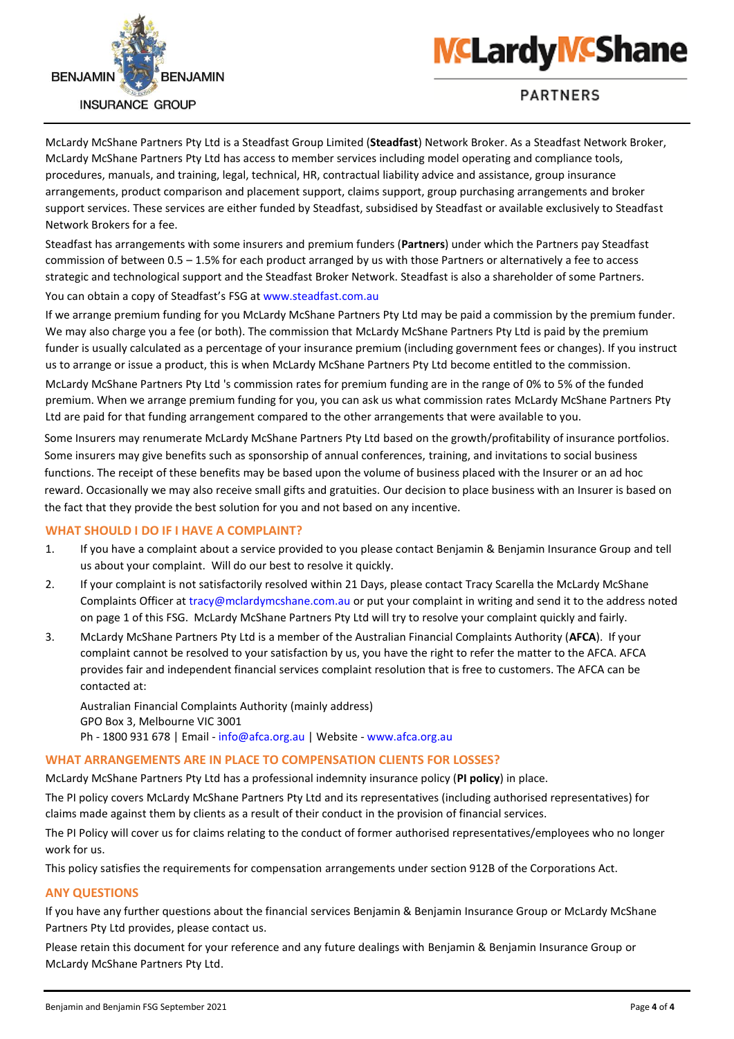McLardy McShane Partners Pty Ltd is a Steadfast Group Limited (**Steadfast**) Network Broker. As a Steadfast Network Broker, McLardy McShane Partners Pty Ltd has access to member services including model operating and compliance tools, procedures, manuals, and training, legal, technical, HR, contractual liability advice and assistance, group insurance arrangements, product comparison and placement support, claims support, group purchasing arrangements and broker support services. These services are either funded by Steadfast, subsidised by Steadfast or available exclusively to Steadfast Network Brokers for a fee.

Steadfast has arrangements with some insurers and premium funders (**Partners**) under which the Partners pay Steadfast commission of between 0.5 – 1.5% for each product arranged by us with those Partners or alternatively a fee to access strategic and technological support and the Steadfast Broker Network. Steadfast is also a shareholder of some Partners.

You can obtain a copy of Steadfast's FSG at www.steadfast.com.au

If we arrange premium funding for you McLardy McShane Partners Pty Ltd may be paid a commission by the premium funder. We may also charge you a fee (or both). The commission that McLardy McShane Partners Pty Ltd is paid by the premium funder is usually calculated as a percentage of your insurance premium (including government fees or changes). If you instruct us to arrange or issue a product, this is when McLardy McShane Partners Pty Ltd become entitled to the commission.

McLardy McShane Partners Pty Ltd 's commission rates for premium funding are in the range of 0% to 5% of the funded premium. When we arrange premium funding for you, you can ask us what commission rates McLardy McShane Partners Pty Ltd are paid for that funding arrangement compared to the other arrangements that were available to you.

Some Insurers may renumerate McLardy McShane Partners Pty Ltd based on the growth/profitability of insurance portfolios. Some insurers may give benefits such as sponsorship of annual conferences, training, and invitations to social business functions. The receipt of these benefits may be based upon the volume of business placed with the Insurer or an ad hoc reward. Occasionally we may also receive small gifts and gratuities. Our decision to place business with an Insurer is based on the fact that they provide the best solution for you and not based on any incentive.

## WHAT SHOULD I DO IF I HAVE A COMPLAINT?

1. If you have a complaint about a service provided to you please contact Benjamin & Benjamin Insurance Group and tell us about your complaint. Will do our best to resolve it quickly.
2. If your complaint is not satisfactorily resolved within 21 Days, please contact Tracy Scarella the McLardy McShane Complaints Officer at tracy@mclardymcshane.com.au or put your complaint in writing and send it to the address noted on page 1 of this FSG. McLardy McShane Partners Pty Ltd will try to resolve your complaint quickly and fairly.
3. McLardy McShane Partners Pty Ltd is a member of the Australian Financial Complaints Authority (**AFCA**). If your complaint cannot be resolved to your satisfaction by us, you have the right to refer the matter to the AFCA. AFCA provides fair and independent financial services complaint resolution that is free to customers. The AFCA can be contacted at:

   Australian Financial Complaints Authority (mainly address)
   GPO Box 3, Melbourne VIC 3001
   Ph - 1800 931 678 | Email - info@afca.org.au | Website - www.afca.org.au

## WHAT ARRANGEMENTS ARE IN PLACE TO COMPENSATION CLIENTS FOR LOSSES?

McLardy McShane Partners Pty Ltd has a professional indemnity insurance policy (**PI policy**) in place.

The PI policy covers McLardy McShane Partners Pty Ltd and its representatives (including authorised representatives) for claims made against them by clients as a result of their conduct in the provision of financial services.

The PI Policy will cover us for claims relating to the conduct of former authorised representatives/employees who no longer work for us.

This policy satisfies the requirements for compensation arrangements under section 912B of the Corporations Act.

## ANY QUESTIONS

If you have any further questions about the financial services Benjamin & Benjamin Insurance Group or McLardy McShane Partners Pty Ltd provides, please contact us.

Please retain this document for your reference and any future dealings with Benjamin & Benjamin Insurance Group or McLardy McShane Partners Pty Ltd.